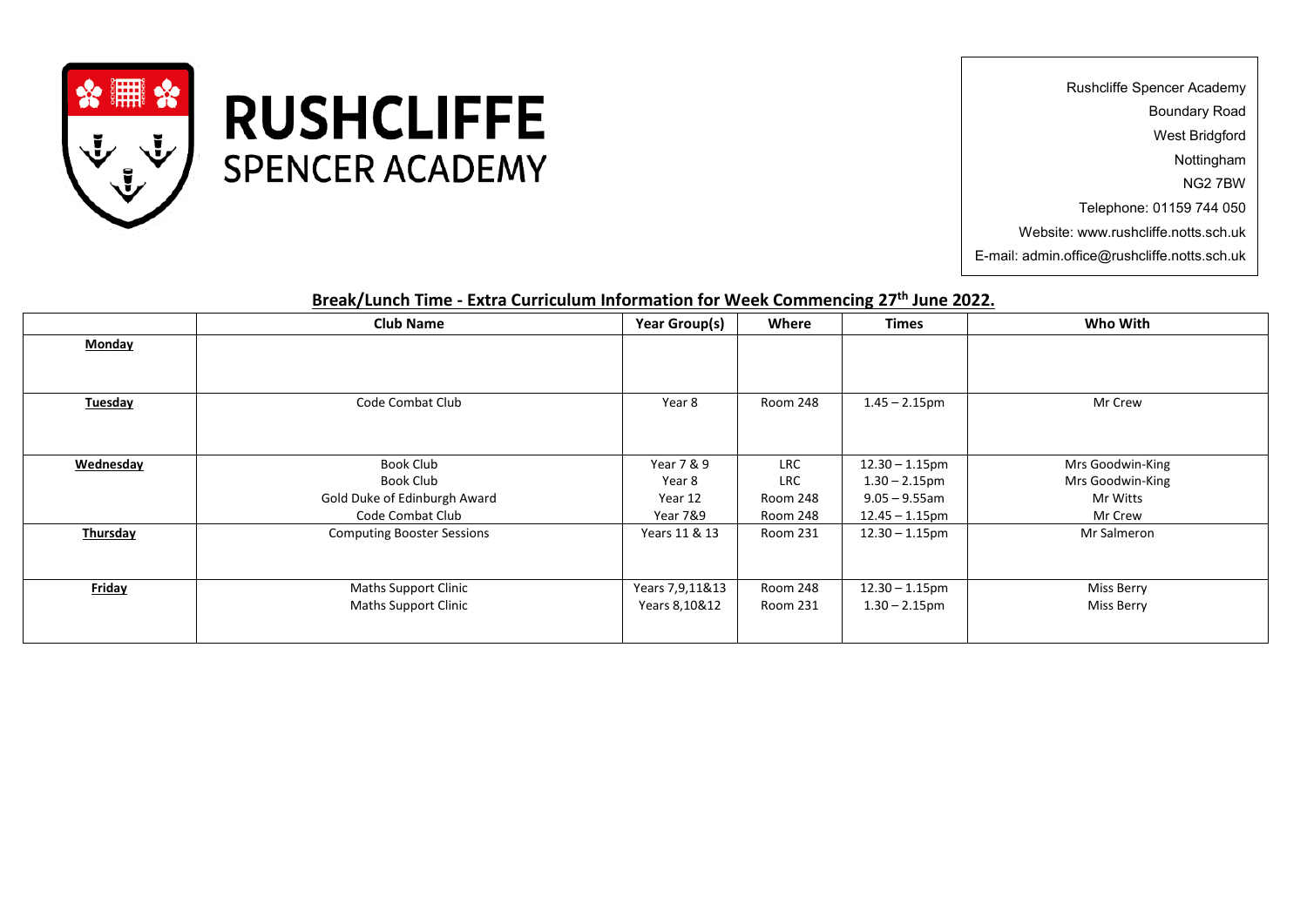# RUSHCLIFFE SPENCER ACADEMY

Rushcliffe Spencer Academy
Boundary Road
West Bridgford
Nottingham
NG2 7BW
Telephone: 01159 744 050
Website: www.rushcliffe.notts.sch.uk
E-mail: admin.office@rushcliffe.notts.sch.uk

## Break/Lunch Time - Extra Curriculum Information for Week Commencing 27th June 2022.

| | Club Name | Year Group(s) | Where | Times | Who With |
|---|---|---|---|---|---|
| **Monday** | | | | | |
| **Tuesday** | Code Combat Club | Year 8 | Room 248 | 1.45 – 2.15pm | Mr Crew |
| **Wednesday** | Book Club | Year 7 & 9 | LRC | 12.30 – 1.15pm | Mrs Goodwin-King |
| | Book Club | Year 8 | LRC | 1.30 – 2.15pm | Mrs Goodwin-King |
| | Gold Duke of Edinburgh Award | Year 12 | Room 248 | 9.05 – 9.55am | Mr Witts |
| | Code Combat Club | Year 7&9 | Room 248 | 12.45 – 1.15pm | Mr Crew |
| **Thursday** | Computing Booster Sessions | Years 11 & 13 | Room 231 | 12.30 – 1.15pm | Mr Salmeron |
| **Friday** | Maths Support Clinic | Years 7,9,11&13 | Room 248 | 12.30 – 1.15pm | Miss Berry |
| | Maths Support Clinic | Years 8,10&12 | Room 231 | 1.30 – 2.15pm | Miss Berry |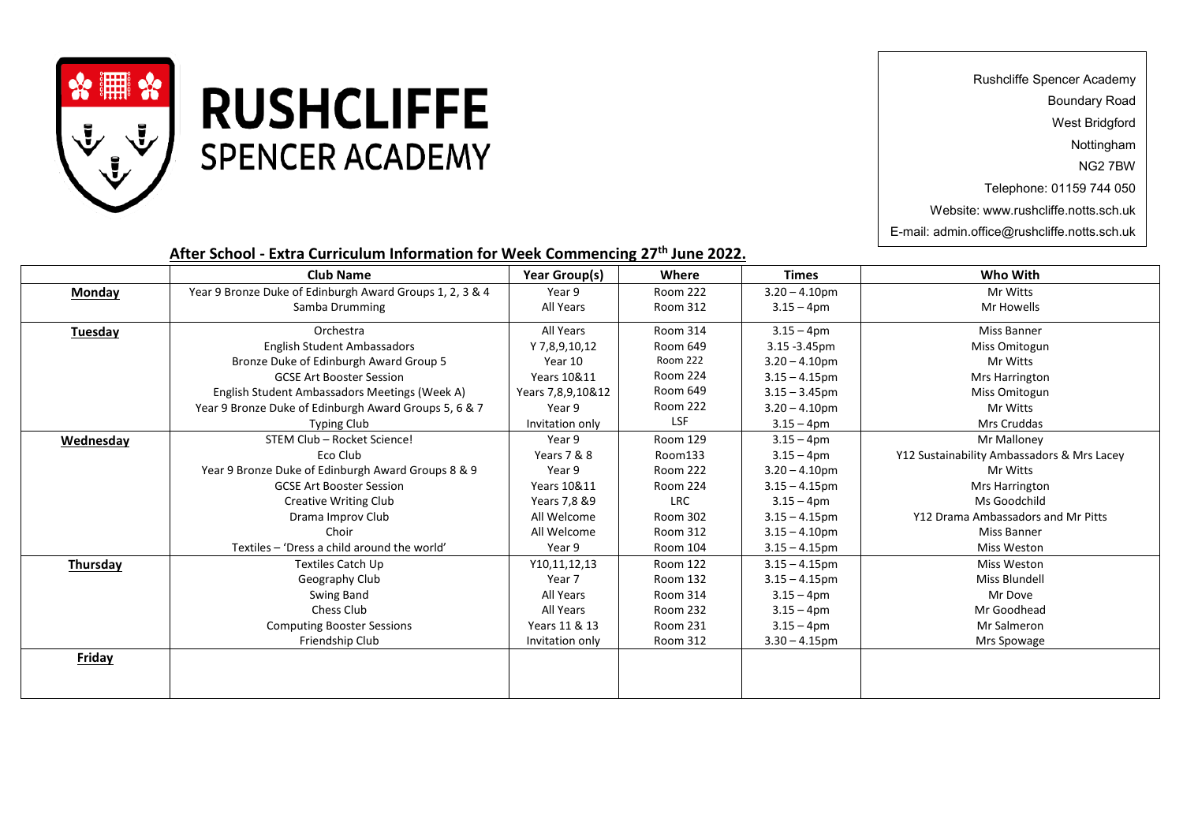# RUSHCLIFFE SPENCER ACADEMY

Rushcliffe Spencer Academy
Boundary Road
West Bridgford
Nottingham
NG2 7BW
Telephone: 01159 744 050
Website: www.rushcliffe.notts.sch.uk
E-mail: admin.office@rushcliffe.notts.sch.uk

## After School - Extra Curriculum Information for Week Commencing 27th June 2022.

| | Club Name | Year Group(s) | Where | Times | Who With |
|---|---|---|---|---|---|
| **Monday** | Year 9 Bronze Duke of Edinburgh Award Groups 1, 2, 3 & 4 | Year 9 | Room 222 | 3.20 – 4.10pm | Mr Witts |
| | Samba Drumming | All Years | Room 312 | 3.15 – 4pm | Mr Howells |
| **Tuesday** | Orchestra | All Years | Room 314 | 3.15 – 4pm | Miss Banner |
| | English Student Ambassadors | Y 7,8,9,10,12 | Room 649 | 3.15 -3.45pm | Miss Omitogun |
| | Bronze Duke of Edinburgh Award Group 5 | Year 10 | Room 222 | 3.20 – 4.10pm | Mr Witts |
| | GCSE Art Booster Session | Years 10&11 | Room 224 | 3.15 – 4.15pm | Mrs Harrington |
| | English Student Ambassadors Meetings (Week A) | Years 7,8,9,10&12 | Room 649 | 3.15 – 3.45pm | Miss Omitogun |
| | Year 9 Bronze Duke of Edinburgh Award Groups 5, 6 & 7 | Year 9 | Room 222 | 3.20 – 4.10pm | Mr Witts |
| | Typing Club | Invitation only | LSF | 3.15 – 4pm | Mrs Cruddas |
| **Wednesday** | STEM Club – Rocket Science! | Year 9 | Room 129 | 3.15 – 4pm | Mr Malloney |
| | Eco Club | Years 7 & 8 | Room133 | 3.15 – 4pm | Y12 Sustainability Ambassadors & Mrs Lacey |
| | Year 9 Bronze Duke of Edinburgh Award Groups 8 & 9 | Year 9 | Room 222 | 3.20 – 4.10pm | Mr Witts |
| | GCSE Art Booster Session | Years 10&11 | Room 224 | 3.15 – 4.15pm | Mrs Harrington |
| | Creative Writing Club | Years 7,8 &9 | LRC | 3.15 – 4pm | Ms Goodchild |
| | Drama Improv Club | All Welcome | Room 302 | 3.15 – 4.15pm | Y12 Drama Ambassadors and Mr Pitts |
| | Choir | All Welcome | Room 312 | 3.15 – 4.10pm | Miss Banner |
| | Textiles – 'Dress a child around the world' | Year 9 | Room 104 | 3.15 – 4.15pm | Miss Weston |
| **Thursday** | Textiles Catch Up | Y10,11,12,13 | Room 122 | 3.15 – 4.15pm | Miss Weston |
| | Geography Club | Year 7 | Room 132 | 3.15 – 4.15pm | Miss Blundell |
| | Swing Band | All Years | Room 314 | 3.15 – 4pm | Mr Dove |
| | Chess Club | All Years | Room 232 | 3.15 – 4pm | Mr Goodhead |
| | Computing Booster Sessions | Years 11 & 13 | Room 231 | 3.15 – 4pm | Mr Salmeron |
| | Friendship Club | Invitation only | Room 312 | 3.30 – 4.15pm | Mrs Spowage |
| **Friday** | | | | | |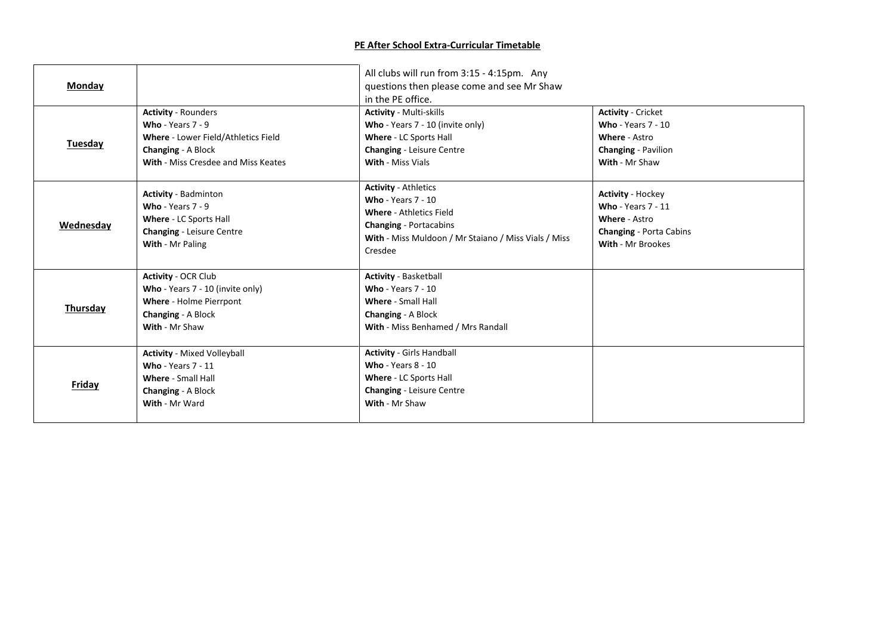**PE After School Extra-Curricular Timetable**

| | | | |
|---|---|---|---|
| **Monday** | | All clubs will run from 3:15 - 4:15pm. Any questions then please come and see Mr Shaw in the PE office. | |
| **Tuesday** | **Activity** - Rounders<br>**Who** - Years 7 - 9<br>**Where** - Lower Field/Athletics Field<br>**Changing** - A Block<br>**With** - Miss Cresdee and Miss Keates | **Activity** - Multi-skills<br>**Who** - Years 7 - 10 (invite only)<br>**Where** - LC Sports Hall<br>**Changing** - Leisure Centre<br>**With** - Miss Vials | **Activity** - Cricket<br>**Who** - Years 7 - 10<br>**Where** - Astro<br>**Changing** - Pavilion<br>**With** - Mr Shaw |
| **Wednesday** | **Activity** - Badminton<br>**Who** - Years 7 - 9<br>**Where** - LC Sports Hall<br>**Changing** - Leisure Centre<br>**With** - Mr Paling | **Activity** - Athletics<br>**Who** - Years 7 - 10<br>**Where** - Athletics Field<br>**Changing** - Portacabins<br>**With** - Miss Muldoon / Mr Staiano / Miss Vials / Miss Cresdee | **Activity** - Hockey<br>**Who** - Years 7 - 11<br>**Where** - Astro<br>**Changing** - Porta Cabins<br>**With** - Mr Brookes |
| **Thursday** | **Activity** - OCR Club<br>**Who** - Years 7 - 10 (invite only)<br>**Where** - Holme Pierrpont<br>**Changing** - A Block<br>**With** - Mr Shaw | **Activity** - Basketball<br>**Who** - Years 7 - 10<br>**Where** - Small Hall<br>**Changing** - A Block<br>**With** - Miss Benhamed / Mrs Randall | |
| **Friday** | **Activity** - Mixed Volleyball<br>**Who** - Years 7 - 11<br>**Where** - Small Hall<br>**Changing** - A Block<br>**With** - Mr Ward | **Activity** - Girls Handball<br>**Who** - Years 8 - 10<br>**Where** - LC Sports Hall<br>**Changing** - Leisure Centre<br>**With** - Mr Shaw | |